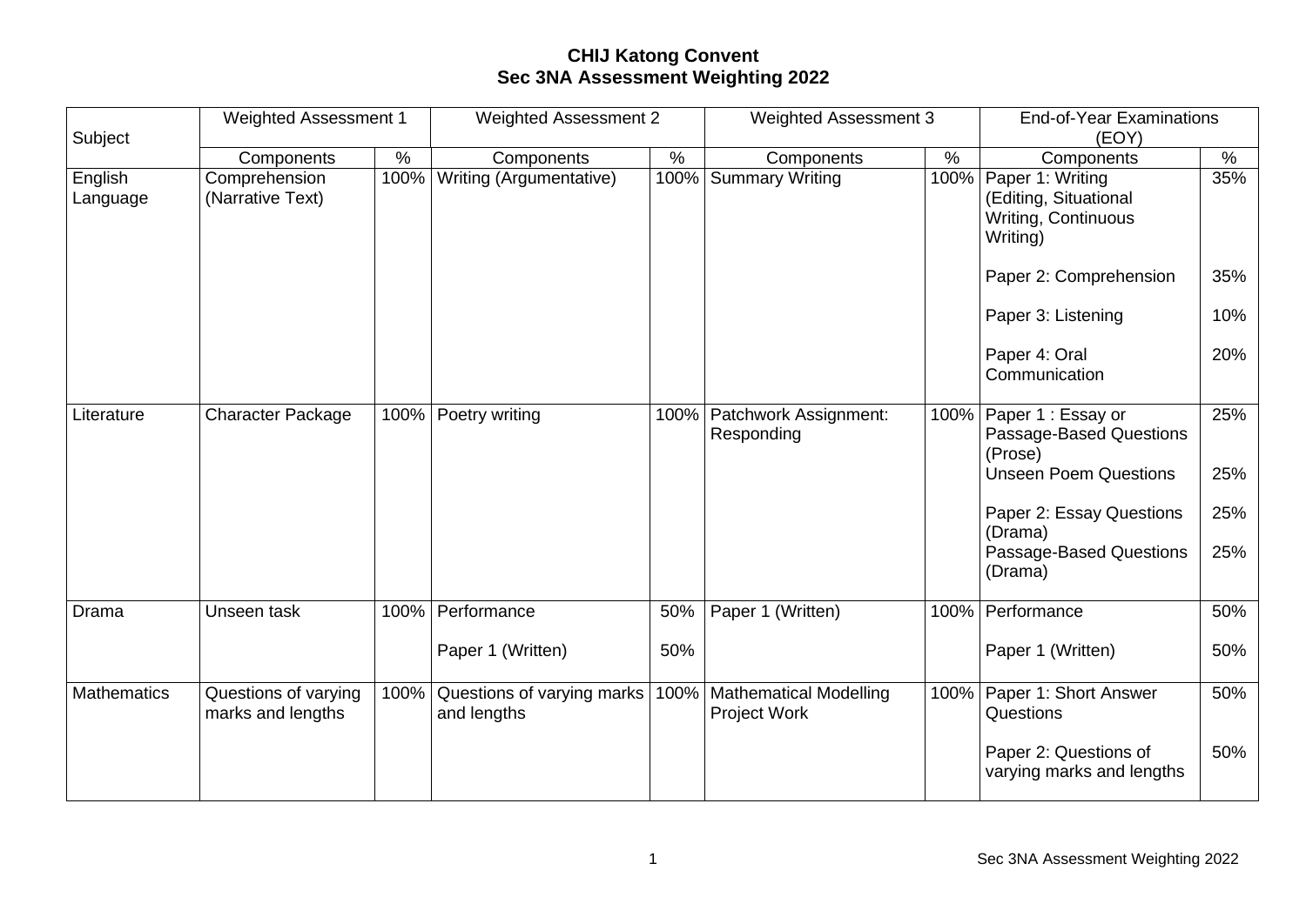# CHIJ Katong Convent
## Sec 3NA Assessment Weighting 2022

| Subject | Weighted Assessment 1 | | Weighted Assessment 2 | | Weighted Assessment 3 | | End-of-Year Examinations (EOY) | |
|---|---|---|---|---|---|---|---|---|
| | Components | % | Components | % | Components | % | Components | % |
| English Language | Comprehension (Narrative Text) | 100% | Writing (Argumentative) | 100% | Summary Writing | 100% | Paper 1: Writing (Editing, Situational Writing, Continuous Writing) | 35% |
| | | | | | | | Paper 2: Comprehension | 35% |
| | | | | | | | Paper 3: Listening | 10% |
| | | | | | | | Paper 4: Oral Communication | 20% |
| Literature | Character Package | 100% | Poetry writing | 100% | Patchwork Assignment: Responding | 100% | Paper 1 : Essay or Passage-Based Questions (Prose) | 25% |
| | | | | | | | Unseen Poem Questions | 25% |
| | | | | | | | Paper 2: Essay Questions (Drama) | 25% |
| | | | | | | | Passage-Based Questions (Drama) | 25% |
| Drama | Unseen task | 100% | Performance | 50% | Paper 1 (Written) | 100% | Performance | 50% |
| | | | Paper 1 (Written) | 50% | | | Paper 1 (Written) | 50% |
| Mathematics | Questions of varying marks and lengths | 100% | Questions of varying marks and lengths | 100% | Mathematical Modelling Project Work | 100% | Paper 1: Short Answer Questions | 50% |
| | | | | | | | Paper 2: Questions of varying marks and lengths | 50% |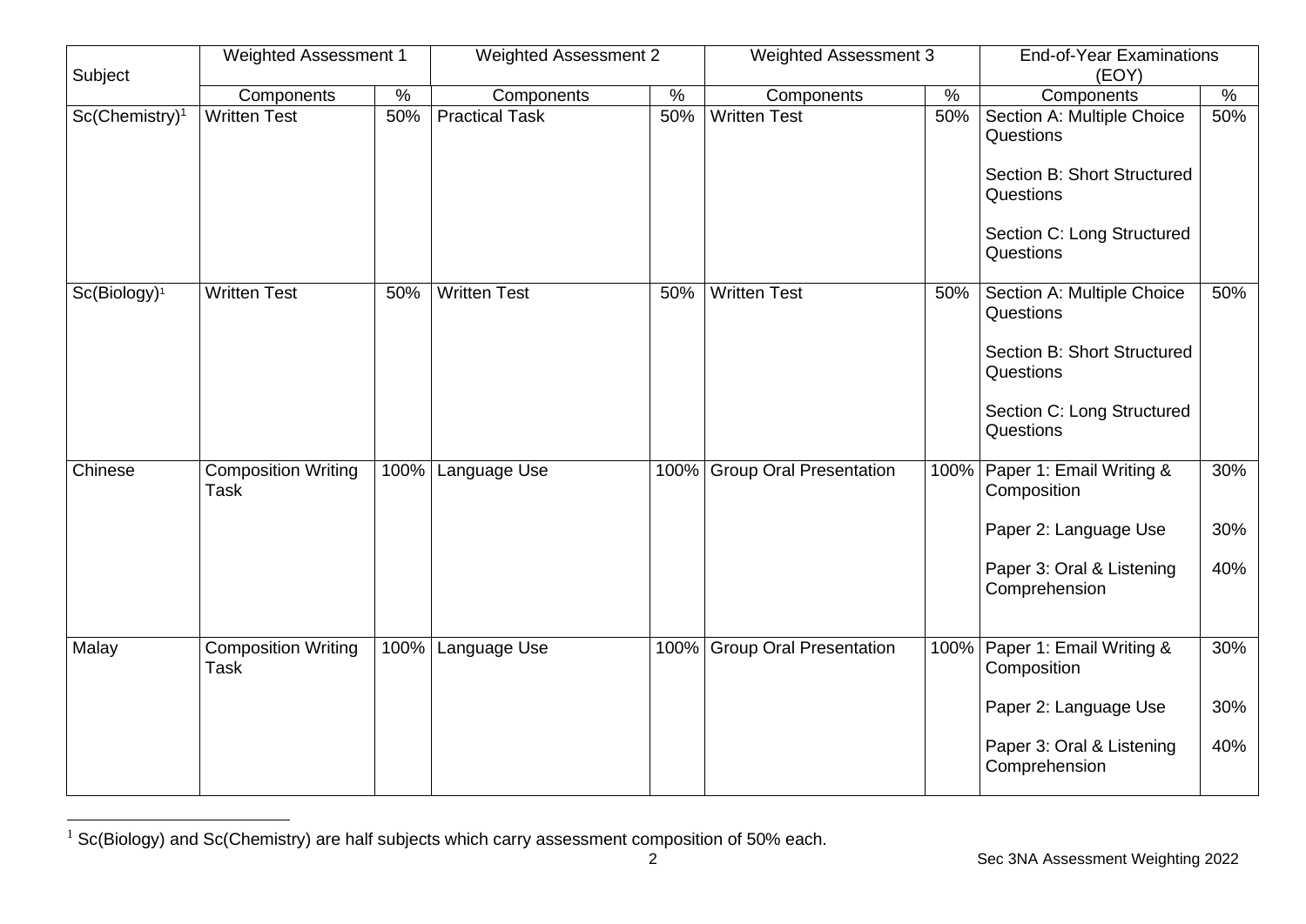| Subject | Weighted Assessment 1 | | Weighted Assessment 2 | | Weighted Assessment 3 | | End-of-Year Examinations (EOY) | |
|---|---|---|---|---|---|---|---|---|
| | Components | % | Components | % | Components | % | Components | % |
| Sc(Chemistry)[1] | Written Test | 50% | Practical Task | 50% | Written Test | 50% | Section A: Multiple Choice Questions<br><br>Section B: Short Structured Questions<br><br>Section C: Long Structured Questions | 50% |
| Sc(Biology)[1] | Written Test | 50% | Written Test | 50% | Written Test | 50% | Section A: Multiple Choice Questions<br><br>Section B: Short Structured Questions<br><br>Section C: Long Structured Questions | 50% |
| Chinese | Composition Writing Task | 100% | Language Use | 100% | Group Oral Presentation | 100% | Paper 1: Email Writing & Composition<br><br>Paper 2: Language Use<br><br>Paper 3: Oral & Listening Comprehension | 30%<br><br>30%<br><br>40% |
| Malay | Composition Writing Task | 100% | Language Use | 100% | Group Oral Presentation | 100% | Paper 1: Email Writing & Composition<br><br>Paper 2: Language Use<br><br>Paper 3: Oral & Listening Comprehension | 30%<br><br>30%<br><br>40% |

[1] Sc(Biology) and Sc(Chemistry) are half subjects which carry assessment composition of 50% each.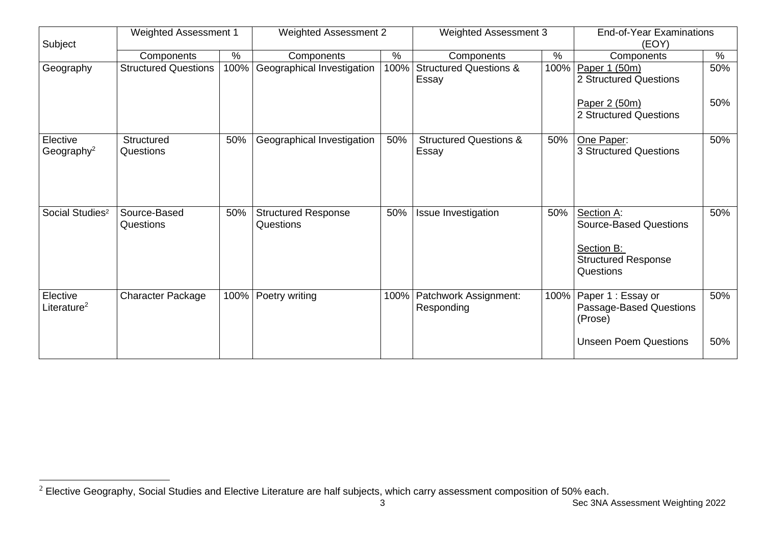| Subject | Weighted Assessment 1 | | Weighted Assessment 2 | | Weighted Assessment 3 | | End-of-Year Examinations (EOY) | |
|---|---|---|---|---|---|---|---|---|
| | Components | % | Components | % | Components | % | Components | % |
| Geography | Structured Questions | 100% | Geographical Investigation | 100% | Structured Questions & Essay | 100% | Paper 1 (50m)<br>2 Structured Questions<br><br>Paper 2 (50m)<br>2 Structured Questions | 50%<br><br><br>50% |
| Elective Geography[2] | Structured Questions | 50% | Geographical Investigation | 50% | Structured Questions & Essay | 50% | One Paper:<br>3 Structured Questions | 50% |
| Social Studies[2] | Source-Based Questions | 50% | Structured Response Questions | 50% | Issue Investigation | 50% | Section A:<br>Source-Based Questions<br><br>Section B:<br>Structured Response Questions | 50% |
| Elective Literature[2] | Character Package | 100% | Poetry writing | 100% | Patchwork Assignment: Responding | 100% | Paper 1 : Essay or Passage-Based Questions (Prose)<br><br>Unseen Poem Questions | 50%<br><br><br>50% |

[2] Elective Geography, Social Studies and Elective Literature are half subjects, which carry assessment composition of 50% each.